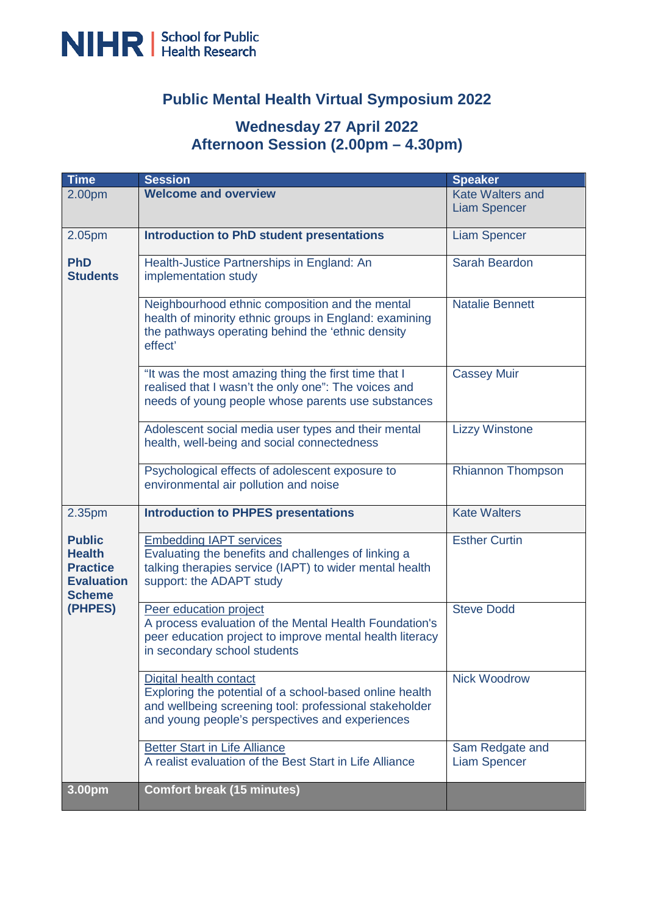NIHR | School for Public Health Research

# Public Mental Health Virtual Symposium 2022

## Wednesday 27 April 2022
## Afternoon Session (2.00pm – 4.30pm)

| Time | Session | Speaker |
|---|---|---|
| 2.00pm | **Welcome and overview** | Kate Walters and Liam Spencer |
| 2.05pm | **Introduction to PhD student presentations** | Liam Spencer |
| **PhD Students** | Health-Justice Partnerships in England: An implementation study | Sarah Beardon |
| | Neighbourhood ethnic composition and the mental health of minority ethnic groups in England: examining the pathways operating behind the 'ethnic density effect' | Natalie Bennett |
| | "It was the most amazing thing the first time that I realised that I wasn't the only one": The voices and needs of young people whose parents use substances | Cassey Muir |
| | Adolescent social media user types and their mental health, well-being and social connectedness | Lizzy Winstone |
| | Psychological effects of adolescent exposure to environmental air pollution and noise | Rhiannon Thompson |
| 2.35pm | **Introduction to PHPES presentations** | Kate Walters |
| **Public Health Practice Evaluation Scheme (PHPES)** | Embedding IAPT services<br>Evaluating the benefits and challenges of linking a talking therapies service (IAPT) to wider mental health support: the ADAPT study | Esther Curtin |
| | Peer education project<br>A process evaluation of the Mental Health Foundation's peer education project to improve mental health literacy in secondary school students | Steve Dodd |
| | Digital health contact<br>Exploring the potential of a school-based online health and wellbeing screening tool: professional stakeholder and young people's perspectives and experiences | Nick Woodrow |
| | Better Start in Life Alliance<br>A realist evaluation of the Best Start in Life Alliance | Sam Redgate and Liam Spencer |
| **3.00pm** | **Comfort break (15 minutes)** | |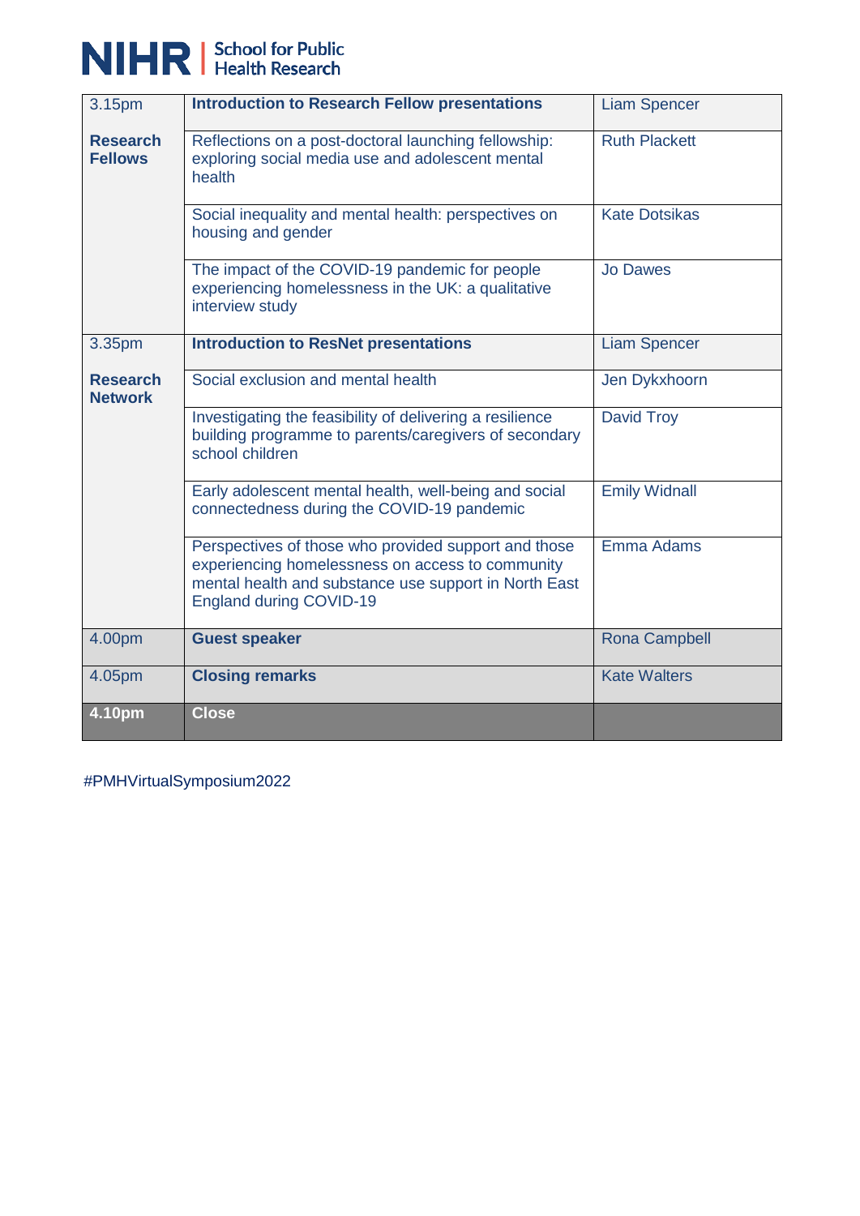| | | |
|---|---|---|
| 3.15pm<br><br>**Research Fellows** | **Introduction to Research Fellow presentations** | Liam Spencer |
| | Reflections on a post-doctoral launching fellowship: exploring social media use and adolescent mental health | Ruth Plackett |
| | Social inequality and mental health: perspectives on housing and gender | Kate Dotsikas |
| | The impact of the COVID-19 pandemic for people experiencing homelessness in the UK: a qualitative interview study | Jo Dawes |
| 3.35pm<br><br>**Research Network** | **Introduction to ResNet presentations** | Liam Spencer |
| | Social exclusion and mental health | Jen Dykxhoorn |
| | Investigating the feasibility of delivering a resilience building programme to parents/caregivers of secondary school children | David Troy |
| | Early adolescent mental health, well-being and social connectedness during the COVID-19 pandemic | Emily Widnall |
| | Perspectives of those who provided support and those experiencing homelessness on access to community mental health and substance use support in North East England during COVID-19 | Emma Adams |
| 4.00pm | **Guest speaker** | Rona Campbell |
| 4.05pm | **Closing remarks** | Kate Walters |
| **4.10pm** | **Close** | |

#PMHVirtualSymposium2022